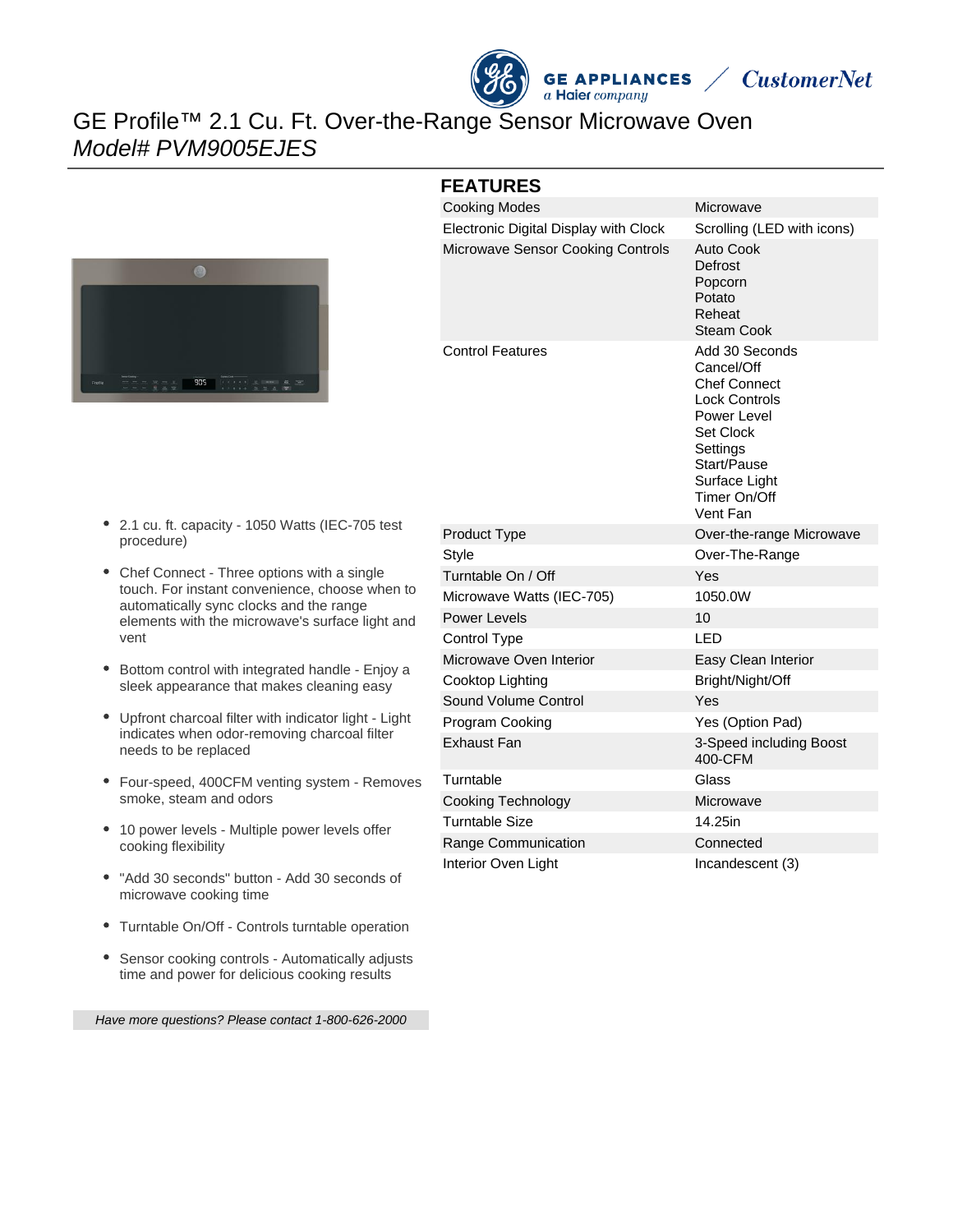# GE Profile™ 2.1 Cu. Ft. Over-the-Range Sensor Microwave Oven

*Model# PVM9005EJES*

- 2.1 cu. ft. capacity - 1050 Watts (IEC-705 test procedure)
- Chef Connect - Three options with a single touch. For instant convenience, choose when to automatically sync clocks and the range elements with the microwave's surface light and vent
- Bottom control with integrated handle - Enjoy a sleek appearance that makes cleaning easy
- Upfront charcoal filter with indicator light - Light indicates when odor-removing charcoal filter needs to be replaced
- Four-speed, 400CFM venting system - Removes smoke, steam and odors
- 10 power levels - Multiple power levels offer cooking flexibility
- "Add 30 seconds" button - Add 30 seconds of microwave cooking time
- Turntable On/Off - Controls turntable operation
- Sensor cooking controls - Automatically adjusts time and power for delicious cooking results

*Have more questions? Please contact 1-800-626-2000*

## FEATURES

| | |
|---|---|
| Cooking Modes | Microwave |
| Electronic Digital Display with Clock | Scrolling (LED with icons) |
| Microwave Sensor Cooking Controls | Auto Cook<br>Defrost<br>Popcorn<br>Potato<br>Reheat<br>Steam Cook |
| Control Features | Add 30 Seconds<br>Cancel/Off<br>Chef Connect<br>Lock Controls<br>Power Level<br>Set Clock<br>Settings<br>Start/Pause<br>Surface Light<br>Timer On/Off<br>Vent Fan |
| Product Type | Over-the-range Microwave |
| Style | Over-The-Range |
| Turntable On / Off | Yes |
| Microwave Watts (IEC-705) | 1050.0W |
| Power Levels | 10 |
| Control Type | LED |
| Microwave Oven Interior | Easy Clean Interior |
| Cooktop Lighting | Bright/Night/Off |
| Sound Volume Control | Yes |
| Program Cooking | Yes (Option Pad) |
| Exhaust Fan | 3-Speed including Boost<br>400-CFM |
| Turntable | Glass |
| Cooking Technology | Microwave |
| Turntable Size | 14.25in |
| Range Communication | Connected |
| Interior Oven Light | Incandescent (3) |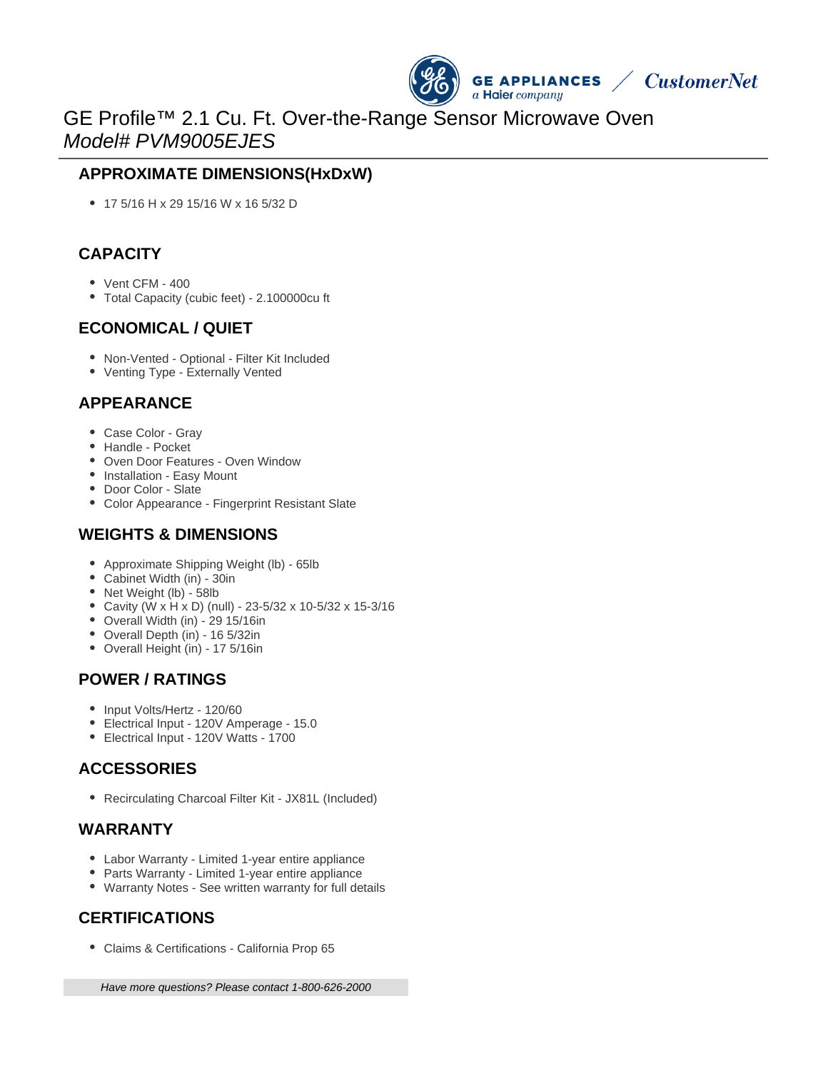# GE Profile™ 2.1 Cu. Ft. Over-the-Range Sensor Microwave Oven

*Model# PVM9005EJES*

## APPROXIMATE DIMENSIONS(HxDxW)

- 17 5/16 H x 29 15/16 W x 16 5/32 D

## CAPACITY

- Vent CFM - 400
- Total Capacity (cubic feet) - 2.100000cu ft

## ECONOMICAL / QUIET

- Non-Vented - Optional - Filter Kit Included
- Venting Type - Externally Vented

## APPEARANCE

- Case Color - Gray
- Handle - Pocket
- Oven Door Features - Oven Window
- Installation - Easy Mount
- Door Color - Slate
- Color Appearance - Fingerprint Resistant Slate

## WEIGHTS & DIMENSIONS

- Approximate Shipping Weight (lb) - 65lb
- Cabinet Width (in) - 30in
- Net Weight (lb) - 58lb
- Cavity (W x H x D) (null) - 23-5/32 x 10-5/32 x 15-3/16
- Overall Width (in) - 29 15/16in
- Overall Depth (in) - 16 5/32in
- Overall Height (in) - 17 5/16in

## POWER / RATINGS

- Input Volts/Hertz - 120/60
- Electrical Input - 120V Amperage - 15.0
- Electrical Input - 120V Watts - 1700

## ACCESSORIES

- Recirculating Charcoal Filter Kit - JX81L (Included)

## WARRANTY

- Labor Warranty - Limited 1-year entire appliance
- Parts Warranty - Limited 1-year entire appliance
- Warranty Notes - See written warranty for full details

## CERTIFICATIONS

- Claims & Certifications - California Prop 65

*Have more questions? Please contact 1-800-626-2000*